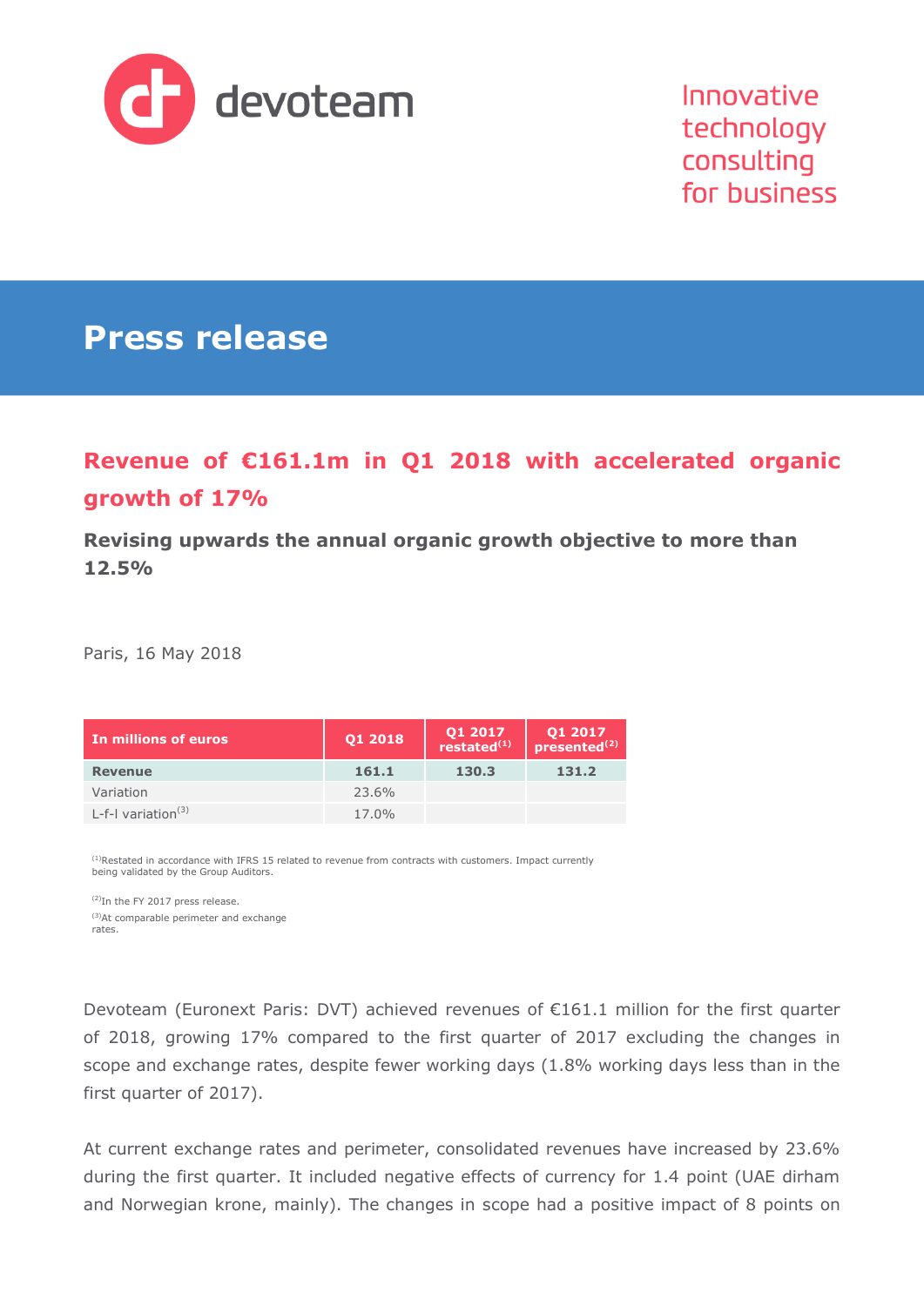devoteam

Innovative technology consulting for business

# Press release

## Revenue of €161.1m in Q1 2018 with accelerated organic growth of 17%

### Revising upwards the annual organic growth objective to more than 12.5%

Paris, 16 May 2018

| In millions of euros | Q1 2018 | Q1 2017 restated[1] | Q1 2017 presented[2] |
|---|---|---|---|
| **Revenue** | **161.1** | **130.3** | **131.2** |
| Variation | 23.6% | | |
| L-f-l variation[3] | 17.0% | | |

[1]Restated in accordance with IFRS 15 related to revenue from contracts with customers. Impact currently being validated by the Group Auditors.

[2]In the FY 2017 press release.

[3]At comparable perimeter and exchange rates.

Devoteam (Euronext Paris: DVT) achieved revenues of €161.1 million for the first quarter of 2018, growing 17% compared to the first quarter of 2017 excluding the changes in scope and exchange rates, despite fewer working days (1.8% working days less than in the first quarter of 2017).

At current exchange rates and perimeter, consolidated revenues have increased by 23.6% during the first quarter. It included negative effects of currency for 1.4 point (UAE dirham and Norwegian krone, mainly). The changes in scope had a positive impact of 8 points on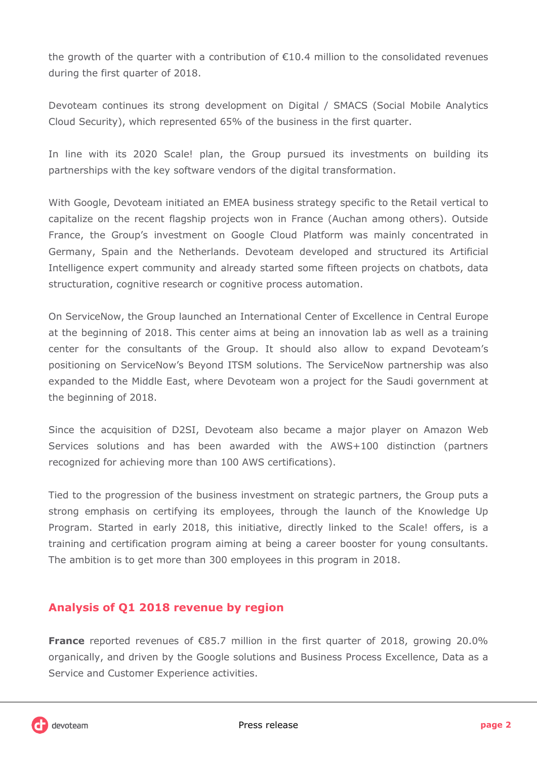the growth of the quarter with a contribution of €10.4 million to the consolidated revenues during the first quarter of 2018.

Devoteam continues its strong development on Digital / SMACS (Social Mobile Analytics Cloud Security), which represented 65% of the business in the first quarter.

In line with its 2020 Scale! plan, the Group pursued its investments on building its partnerships with the key software vendors of the digital transformation.

With Google, Devoteam initiated an EMEA business strategy specific to the Retail vertical to capitalize on the recent flagship projects won in France (Auchan among others). Outside France, the Group's investment on Google Cloud Platform was mainly concentrated in Germany, Spain and the Netherlands. Devoteam developed and structured its Artificial Intelligence expert community and already started some fifteen projects on chatbots, data structuration, cognitive research or cognitive process automation.

On ServiceNow, the Group launched an International Center of Excellence in Central Europe at the beginning of 2018. This center aims at being an innovation lab as well as a training center for the consultants of the Group. It should also allow to expand Devoteam's positioning on ServiceNow's Beyond ITSM solutions. The ServiceNow partnership was also expanded to the Middle East, where Devoteam won a project for the Saudi government at the beginning of 2018.

Since the acquisition of D2SI, Devoteam also became a major player on Amazon Web Services solutions and has been awarded with the AWS+100 distinction (partners recognized for achieving more than 100 AWS certifications).

Tied to the progression of the business investment on strategic partners, the Group puts a strong emphasis on certifying its employees, through the launch of the Knowledge Up Program. Started in early 2018, this initiative, directly linked to the Scale! offers, is a training and certification program aiming at being a career booster for young consultants. The ambition is to get more than 300 employees in this program in 2018.

## Analysis of Q1 2018 revenue by region

**France** reported revenues of €85.7 million in the first quarter of 2018, growing 20.0% organically, and driven by the Google solutions and Business Process Excellence, Data as a Service and Customer Experience activities.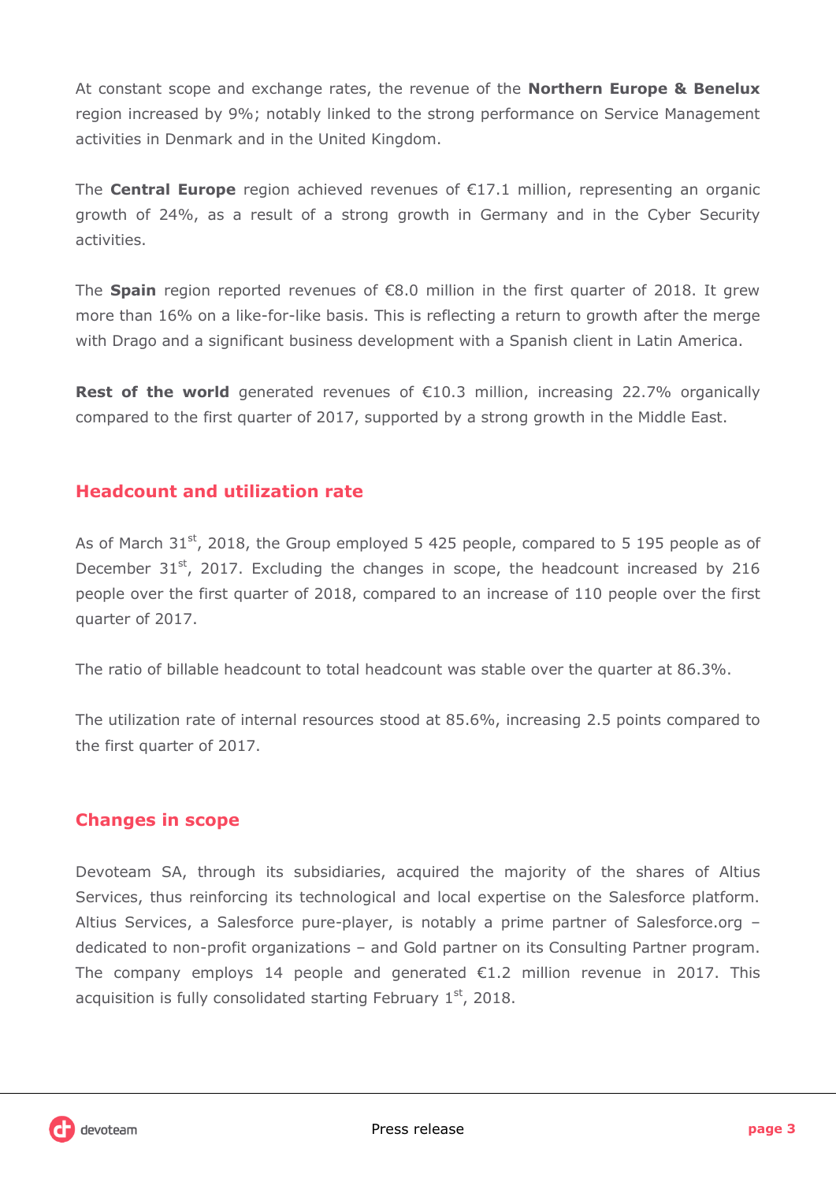At constant scope and exchange rates, the revenue of the **Northern Europe & Benelux** region increased by 9%; notably linked to the strong performance on Service Management activities in Denmark and in the United Kingdom.

The **Central Europe** region achieved revenues of €17.1 million, representing an organic growth of 24%, as a result of a strong growth in Germany and in the Cyber Security activities.

The **Spain** region reported revenues of €8.0 million in the first quarter of 2018. It grew more than 16% on a like-for-like basis. This is reflecting a return to growth after the merge with Drago and a significant business development with a Spanish client in Latin America.

**Rest of the world** generated revenues of €10.3 million, increasing 22.7% organically compared to the first quarter of 2017, supported by a strong growth in the Middle East.

## Headcount and utilization rate

As of March 31st, 2018, the Group employed 5 425 people, compared to 5 195 people as of December 31st, 2017. Excluding the changes in scope, the headcount increased by 216 people over the first quarter of 2018, compared to an increase of 110 people over the first quarter of 2017.

The ratio of billable headcount to total headcount was stable over the quarter at 86.3%.

The utilization rate of internal resources stood at 85.6%, increasing 2.5 points compared to the first quarter of 2017.

## Changes in scope

Devoteam SA, through its subsidiaries, acquired the majority of the shares of Altius Services, thus reinforcing its technological and local expertise on the Salesforce platform. Altius Services, a Salesforce pure-player, is notably a prime partner of Salesforce.org – dedicated to non-profit organizations – and Gold partner on its Consulting Partner program. The company employs 14 people and generated €1.2 million revenue in 2017. This acquisition is fully consolidated starting February 1st, 2018.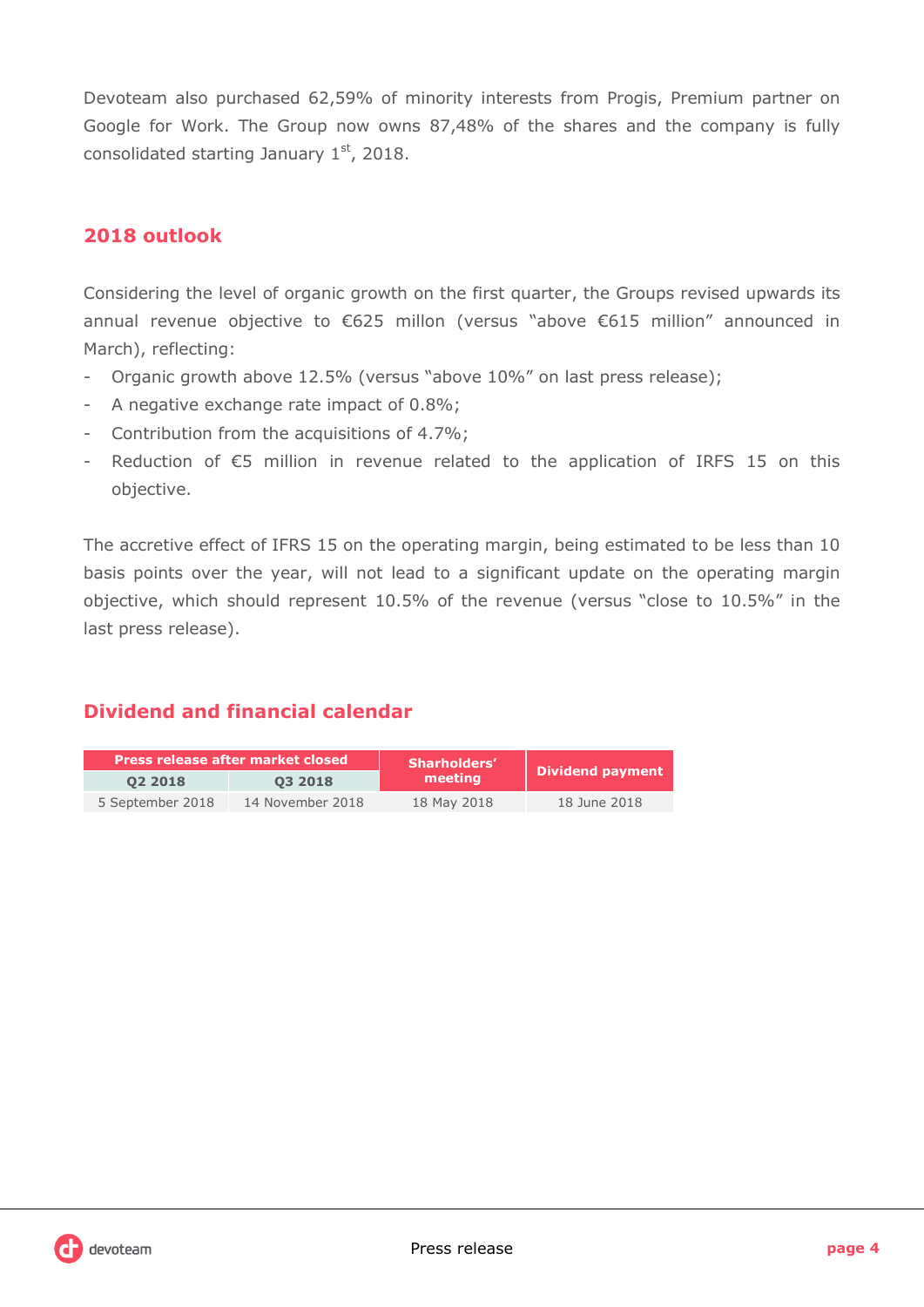Devoteam also purchased 62,59% of minority interests from Progis, Premium partner on Google for Work. The Group now owns 87,48% of the shares and the company is fully consolidated starting January 1st, 2018.

## 2018 outlook

Considering the level of organic growth on the first quarter, the Groups revised upwards its annual revenue objective to €625 millon (versus "above €615 million" announced in March), reflecting:

- Organic growth above 12.5% (versus "above 10%" on last press release);
- A negative exchange rate impact of 0.8%;
- Contribution from the acquisitions of 4.7%;
- Reduction of €5 million in revenue related to the application of IRFS 15 on this objective.

The accretive effect of IFRS 15 on the operating margin, being estimated to be less than 10 basis points over the year, will not lead to a significant update on the operating margin objective, which should represent 10.5% of the revenue (versus "close to 10.5%" in the last press release).

## Dividend and financial calendar

| Press release after market closed | | Sharholders' meeting | Dividend payment |
|---|---|---|---|
| Q2 2018 | Q3 2018 | | |
| 5 September 2018 | 14 November 2018 | 18 May 2018 | 18 June 2018 |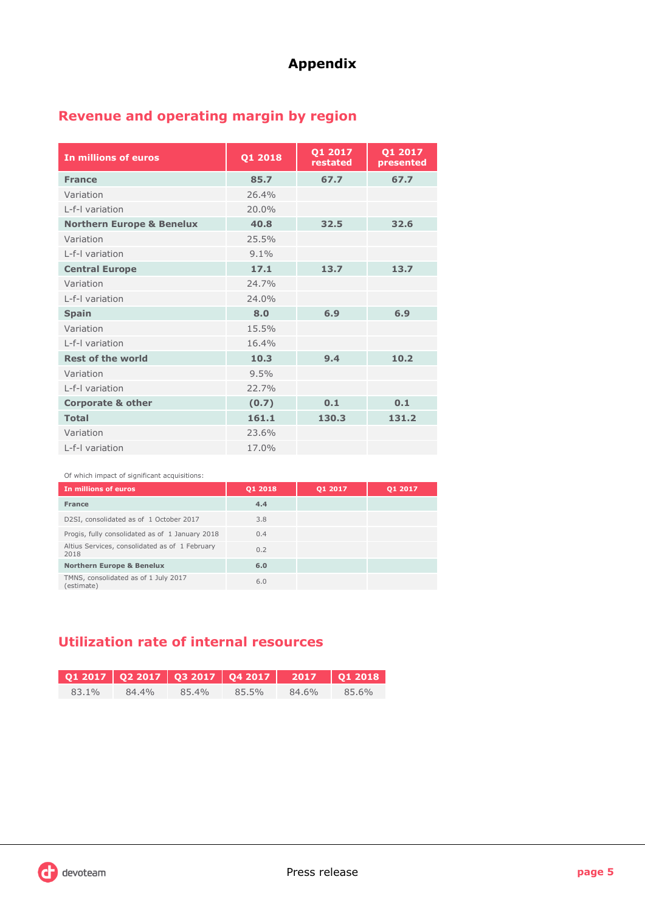# Appendix

## Revenue and operating margin by region

| In millions of euros | Q1 2018 | Q1 2017 restated | Q1 2017 presented |
|---|---|---|---|
| **France** | **85.7** | **67.7** | **67.7** |
| Variation | 26.4% | | |
| L-f-l variation | 20.0% | | |
| **Northern Europe & Benelux** | **40.8** | **32.5** | **32.6** |
| Variation | 25.5% | | |
| L-f-l variation | 9.1% | | |
| **Central Europe** | **17.1** | **13.7** | **13.7** |
| Variation | 24.7% | | |
| L-f-l variation | 24.0% | | |
| **Spain** | **8.0** | **6.9** | **6.9** |
| Variation | 15.5% | | |
| L-f-l variation | 16.4% | | |
| **Rest of the world** | **10.3** | **9.4** | **10.2** |
| Variation | 9.5% | | |
| L-f-l variation | 22.7% | | |
| **Corporate & other** | **(0.7)** | **0.1** | **0.1** |
| **Total** | **161.1** | **130.3** | **131.2** |
| Variation | 23.6% | | |
| L-f-l variation | 17.0% | | |

Of which impact of significant acquisitions:

| In millions of euros | Q1 2018 | Q1 2017 | Q1 2017 |
|---|---|---|---|
| **France** | **4.4** | | |
| D2SI, consolidated as of 1 October 2017 | 3.8 | | |
| Progis, fully consolidated as of 1 January 2018 | 0.4 | | |
| Altius Services, consolidated as of 1 February 2018 | 0.2 | | |
| **Northern Europe & Benelux** | **6.0** | | |
| TMNS, consolidated as of 1 July 2017 (estimate) | 6.0 | | |

## Utilization rate of internal resources

| Q1 2017 | Q2 2017 | Q3 2017 | Q4 2017 | 2017 | Q1 2018 |
|---|---|---|---|---|---|
| 83.1% | 84.4% | 85.4% | 85.5% | 84.6% | 85.6% |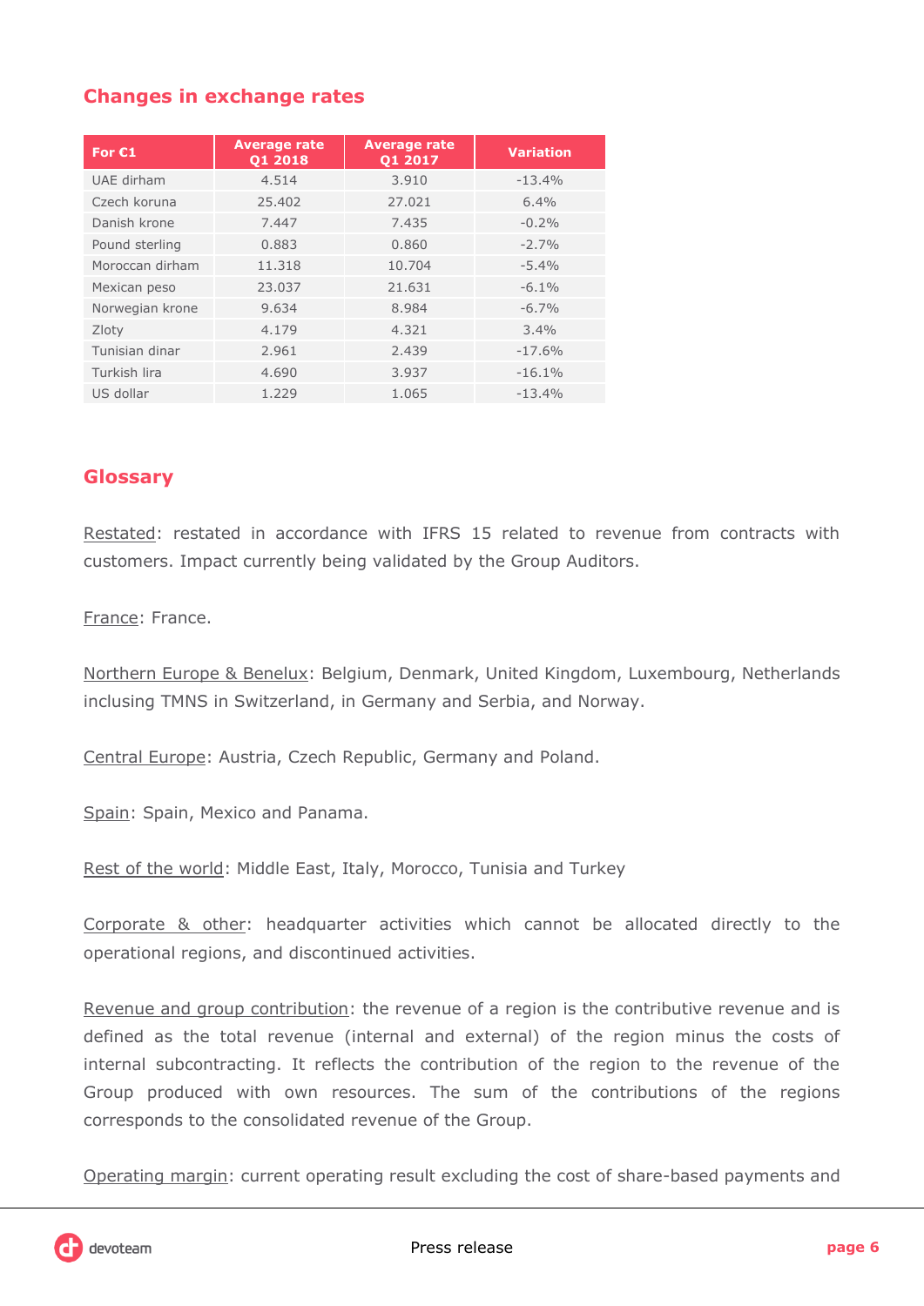## Changes in exchange rates

| For €1 | Average rate Q1 2018 | Average rate Q1 2017 | Variation |
|---|---|---|---|
| UAE dirham | 4.514 | 3.910 | -13.4% |
| Czech koruna | 25.402 | 27.021 | 6.4% |
| Danish krone | 7.447 | 7.435 | -0.2% |
| Pound sterling | 0.883 | 0.860 | -2.7% |
| Moroccan dirham | 11.318 | 10.704 | -5.4% |
| Mexican peso | 23.037 | 21.631 | -6.1% |
| Norwegian krone | 9.634 | 8.984 | -6.7% |
| Zloty | 4.179 | 4.321 | 3.4% |
| Tunisian dinar | 2.961 | 2.439 | -17.6% |
| Turkish lira | 4.690 | 3.937 | -16.1% |
| US dollar | 1.229 | 1.065 | -13.4% |

## Glossary

Restated: restated in accordance with IFRS 15 related to revenue from contracts with customers. Impact currently being validated by the Group Auditors.

France: France.

Northern Europe & Benelux: Belgium, Denmark, United Kingdom, Luxembourg, Netherlands inclusing TMNS in Switzerland, in Germany and Serbia, and Norway.

Central Europe: Austria, Czech Republic, Germany and Poland.

Spain: Spain, Mexico and Panama.

Rest of the world: Middle East, Italy, Morocco, Tunisia and Turkey

Corporate & other: headquarter activities which cannot be allocated directly to the operational regions, and discontinued activities.

Revenue and group contribution: the revenue of a region is the contributive revenue and is defined as the total revenue (internal and external) of the region minus the costs of internal subcontracting. It reflects the contribution of the region to the revenue of the Group produced with own resources. The sum of the contributions of the regions corresponds to the consolidated revenue of the Group.

Operating margin: current operating result excluding the cost of share-based payments and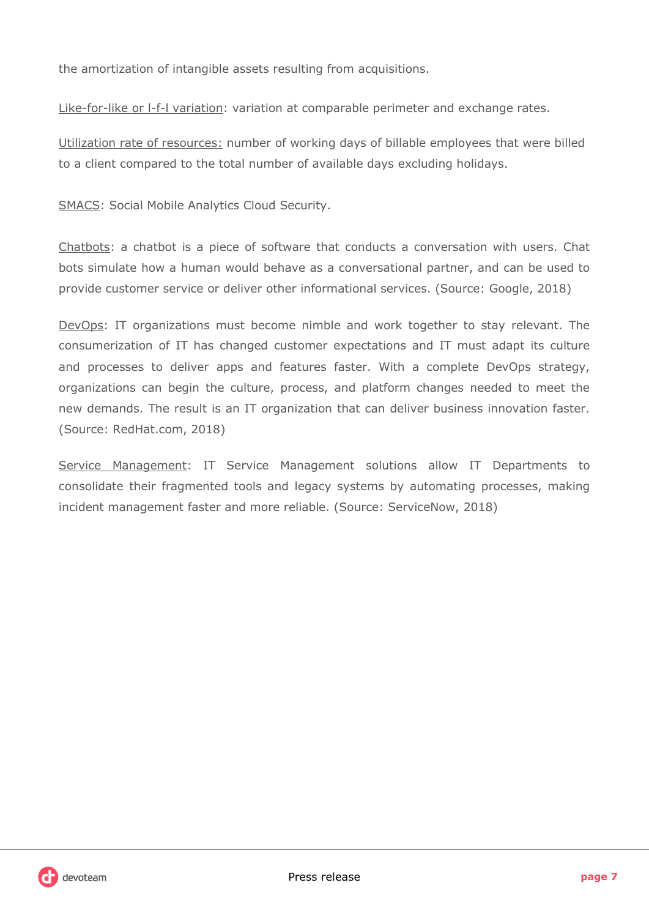the amortization of intangible assets resulting from acquisitions.

Like-for-like or l-f-l variation: variation at comparable perimeter and exchange rates.

Utilization rate of resources: number of working days of billable employees that were billed to a client compared to the total number of available days excluding holidays.

SMACS: Social Mobile Analytics Cloud Security.

Chatbots: a chatbot is a piece of software that conducts a conversation with users. Chat bots simulate how a human would behave as a conversational partner, and can be used to provide customer service or deliver other informational services. (Source: Google, 2018)

DevOps: IT organizations must become nimble and work together to stay relevant. The consumerization of IT has changed customer expectations and IT must adapt its culture and processes to deliver apps and features faster. With a complete DevOps strategy, organizations can begin the culture, process, and platform changes needed to meet the new demands. The result is an IT organization that can deliver business innovation faster. (Source: RedHat.com, 2018)

Service Management: IT Service Management solutions allow IT Departments to consolidate their fragmented tools and legacy systems by automating processes, making incident management faster and more reliable. (Source: ServiceNow, 2018)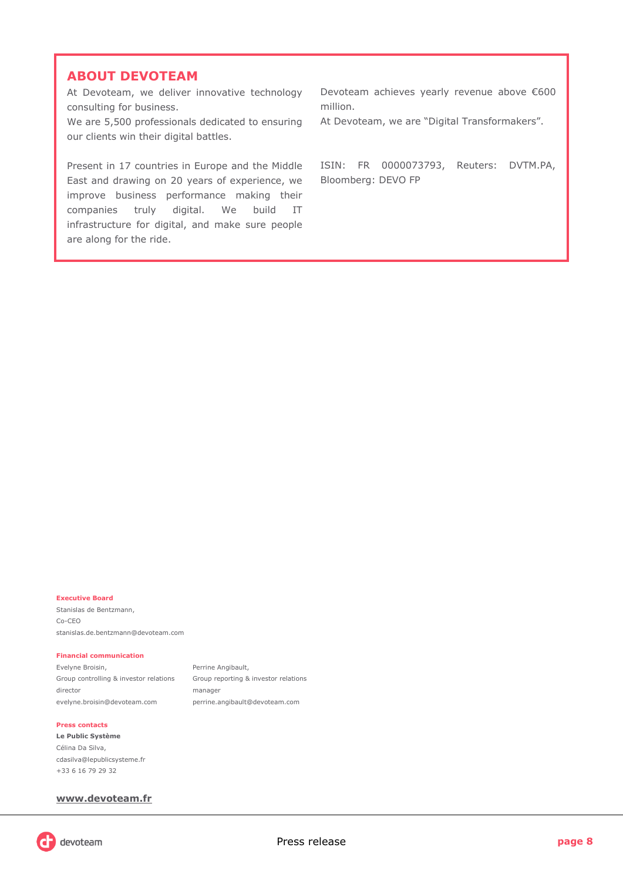## ABOUT DEVOTEAM

At Devoteam, we deliver innovative technology consulting for business.
We are 5,500 professionals dedicated to ensuring our clients win their digital battles.

Present in 17 countries in Europe and the Middle East and drawing on 20 years of experience, we improve business performance making their companies truly digital. We build IT infrastructure for digital, and make sure people are along for the ride.

Devoteam achieves yearly revenue above €600 million.
At Devoteam, we are "Digital Transformakers".

ISIN: FR 0000073793, Reuters: DVTM.PA, Bloomberg: DEVO FP

**Executive Board**
Stanislas de Bentzmann,
Co-CEO
stanislas.de.bentzmann@devoteam.com

**Financial communication**
Evelyne Broisin,
Group controlling & investor relations director
evelyne.broisin@devoteam.com

Perrine Angibault,
Group reporting & investor relations manager
perrine.angibault@devoteam.com

**Press contacts**
**Le Public Système**
Célina Da Silva,
cdasilva@lepublicsysteme.fr
+33 6 16 79 29 32

**www.devoteam.fr**